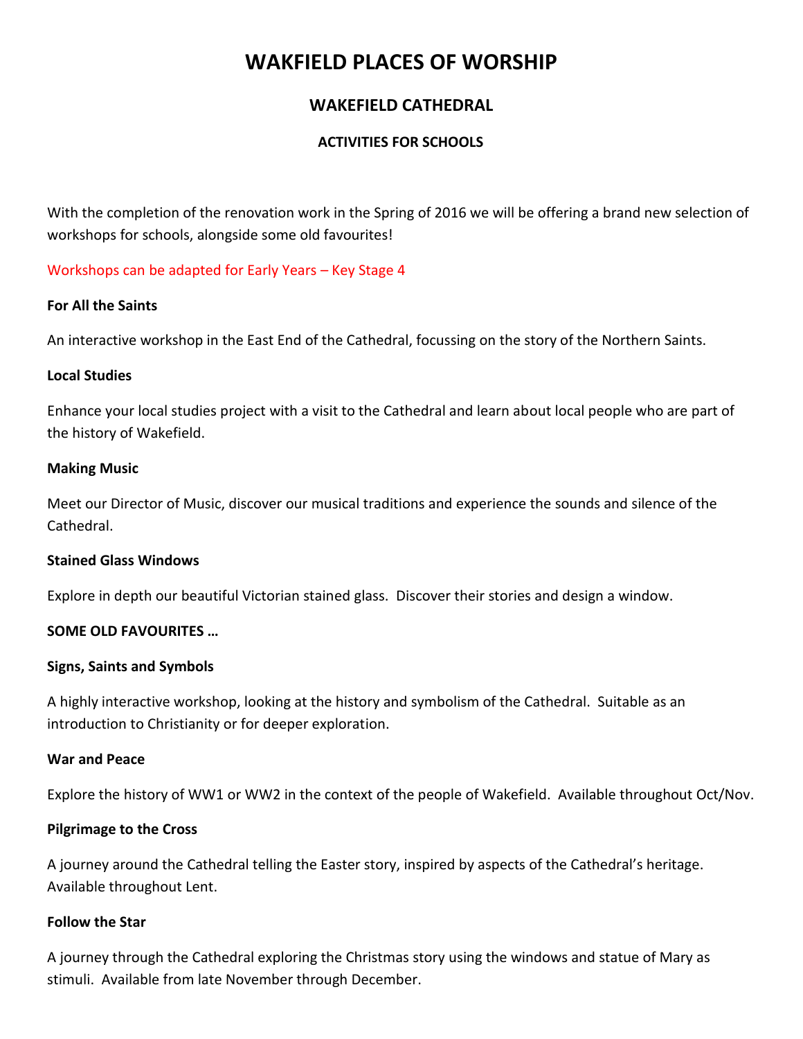# WAKFIELD PLACES OF WORSHIP

## WAKEFIELD CATHEDRAL

### ACTIVITIES FOR SCHOOLS

With the completion of the renovation work in the Spring of 2016 we will be offering a brand new selection of workshops for schools, alongside some old favourites!

Workshops can be adapted for Early Years – Key Stage 4

**For All the Saints**

An interactive workshop in the East End of the Cathedral, focussing on the story of the Northern Saints.

**Local Studies**

Enhance your local studies project with a visit to the Cathedral and learn about local people who are part of the history of Wakefield.

**Making Music**

Meet our Director of Music, discover our musical traditions and experience the sounds and silence of the Cathedral.

**Stained Glass Windows**

Explore in depth our beautiful Victorian stained glass. Discover their stories and design a window.

**SOME OLD FAVOURITES …**

**Signs, Saints and Symbols**

A highly interactive workshop, looking at the history and symbolism of the Cathedral. Suitable as an introduction to Christianity or for deeper exploration.

**War and Peace**

Explore the history of WW1 or WW2 in the context of the people of Wakefield. Available throughout Oct/Nov.

**Pilgrimage to the Cross**

A journey around the Cathedral telling the Easter story, inspired by aspects of the Cathedral's heritage. Available throughout Lent.

**Follow the Star**

A journey through the Cathedral exploring the Christmas story using the windows and statue of Mary as stimuli. Available from late November through December.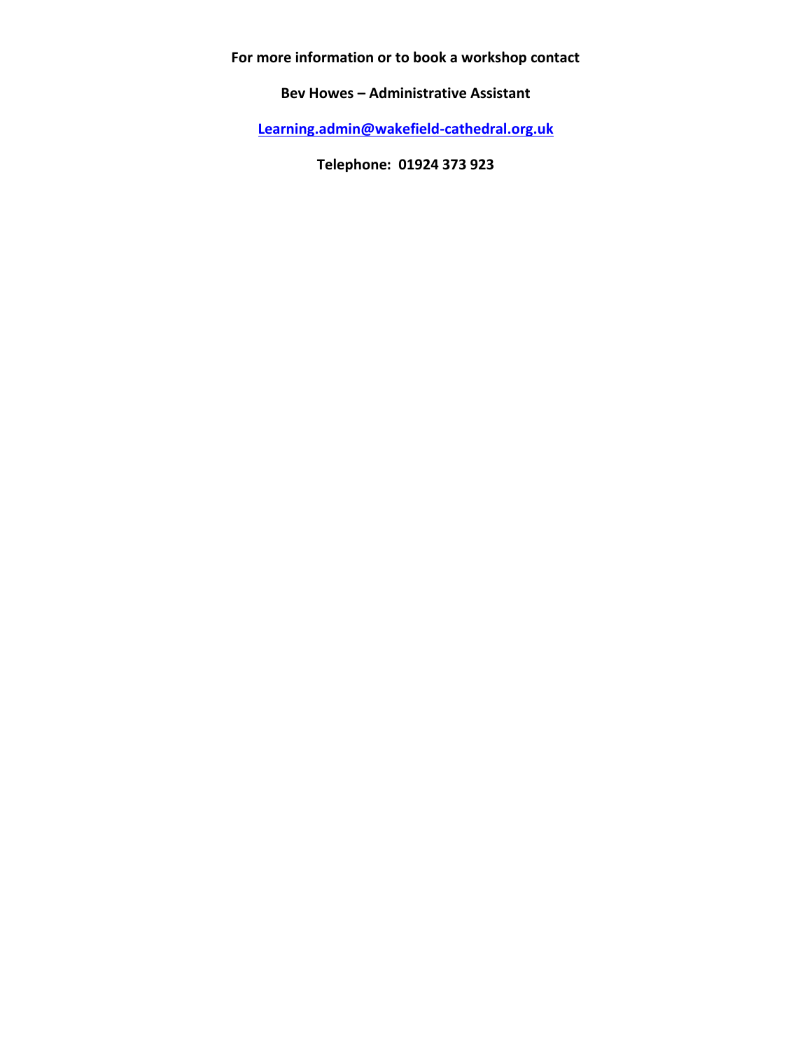**For more information or to book a workshop contact**

**Bev Howes – Administrative Assistant**

**[Learning.admin@wakefield-cathedral.org.uk](mailto:Learning.admin@wakefield-cathedral.org.uk)**

**Telephone: 01924 373 923**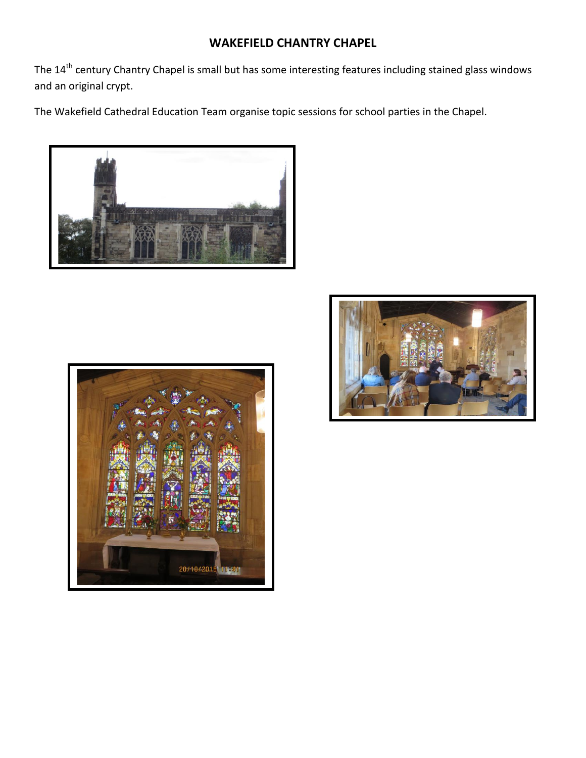# WAKEFIELD CHANTRY CHAPEL

The 14th century Chantry Chapel is small but has some interesting features including stained glass windows and an original crypt.

The Wakefield Cathedral Education Team organise topic sessions for school parties in the Chapel.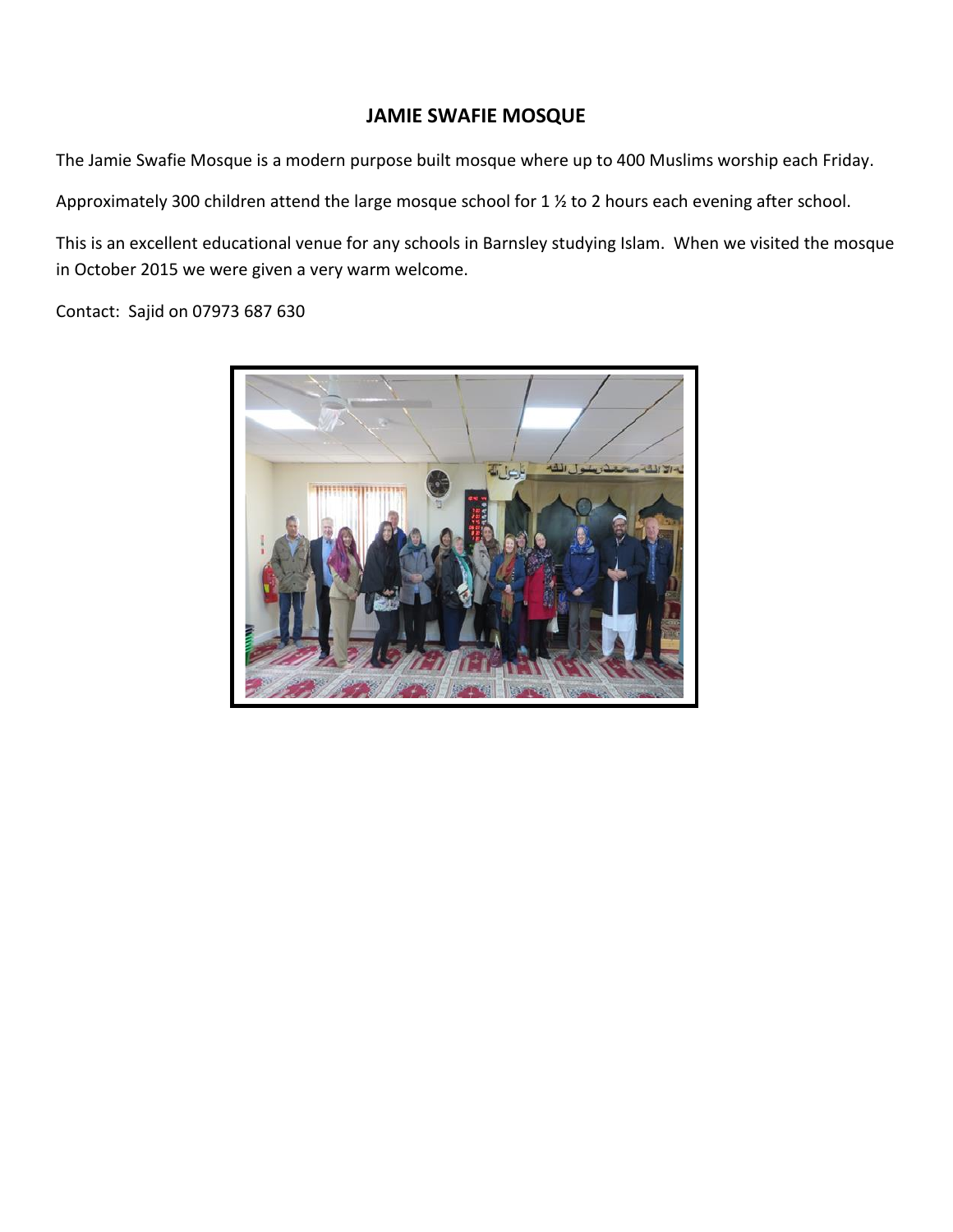# JAMIE SWAFIE MOSQUE

The Jamie Swafie Mosque is a modern purpose built mosque where up to 400 Muslims worship each Friday.

Approximately 300 children attend the large mosque school for 1 ½ to 2 hours each evening after school.

This is an excellent educational venue for any schools in Barnsley studying Islam. When we visited the mosque in October 2015 we were given a very warm welcome.

Contact: Sajid on 07973 687 630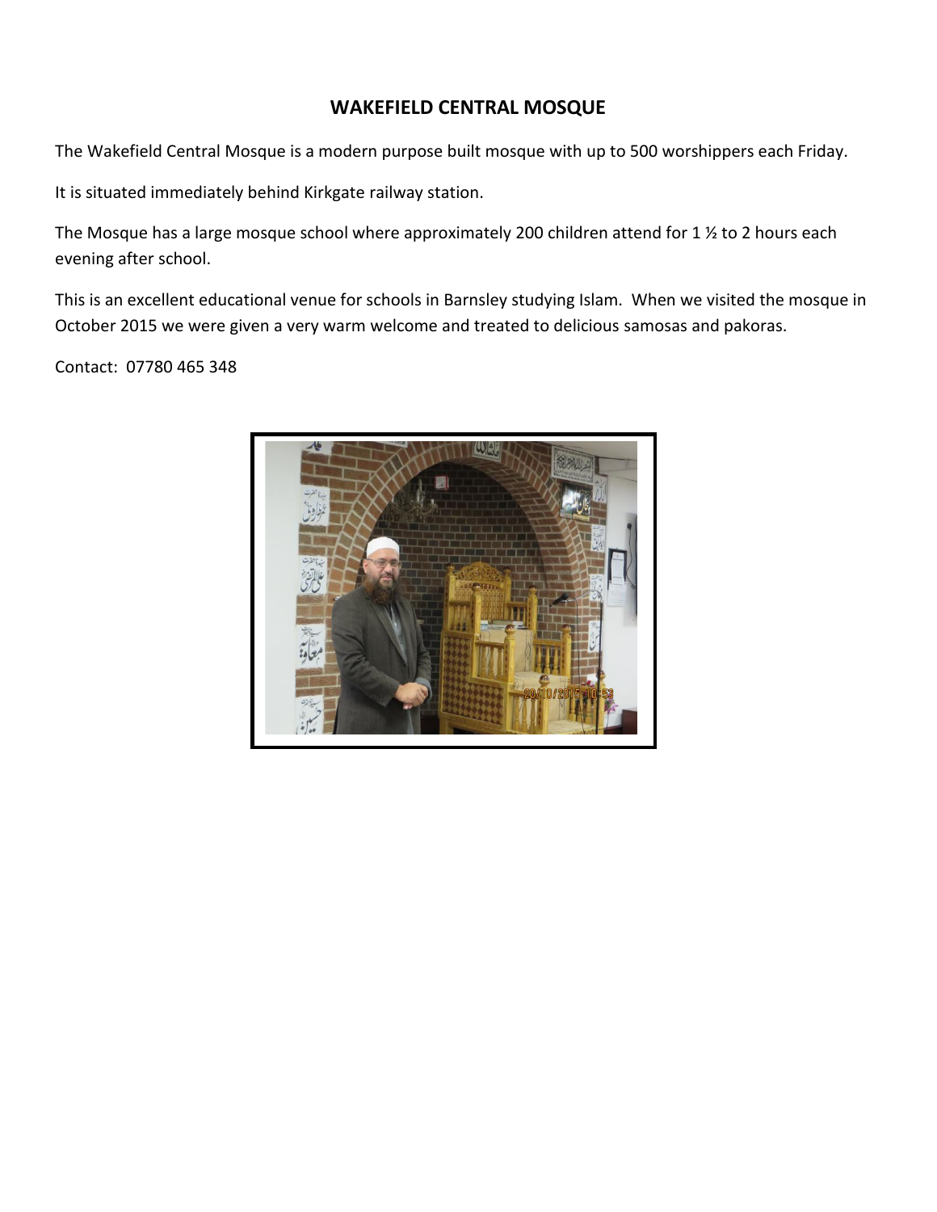# WAKEFIELD CENTRAL MOSQUE

The Wakefield Central Mosque is a modern purpose built mosque with up to 500 worshippers each Friday.

It is situated immediately behind Kirkgate railway station.

The Mosque has a large mosque school where approximately 200 children attend for 1 ½ to 2 hours each evening after school.

This is an excellent educational venue for schools in Barnsley studying Islam. When we visited the mosque in October 2015 we were given a very warm welcome and treated to delicious samosas and pakoras.

Contact: 07780 465 348